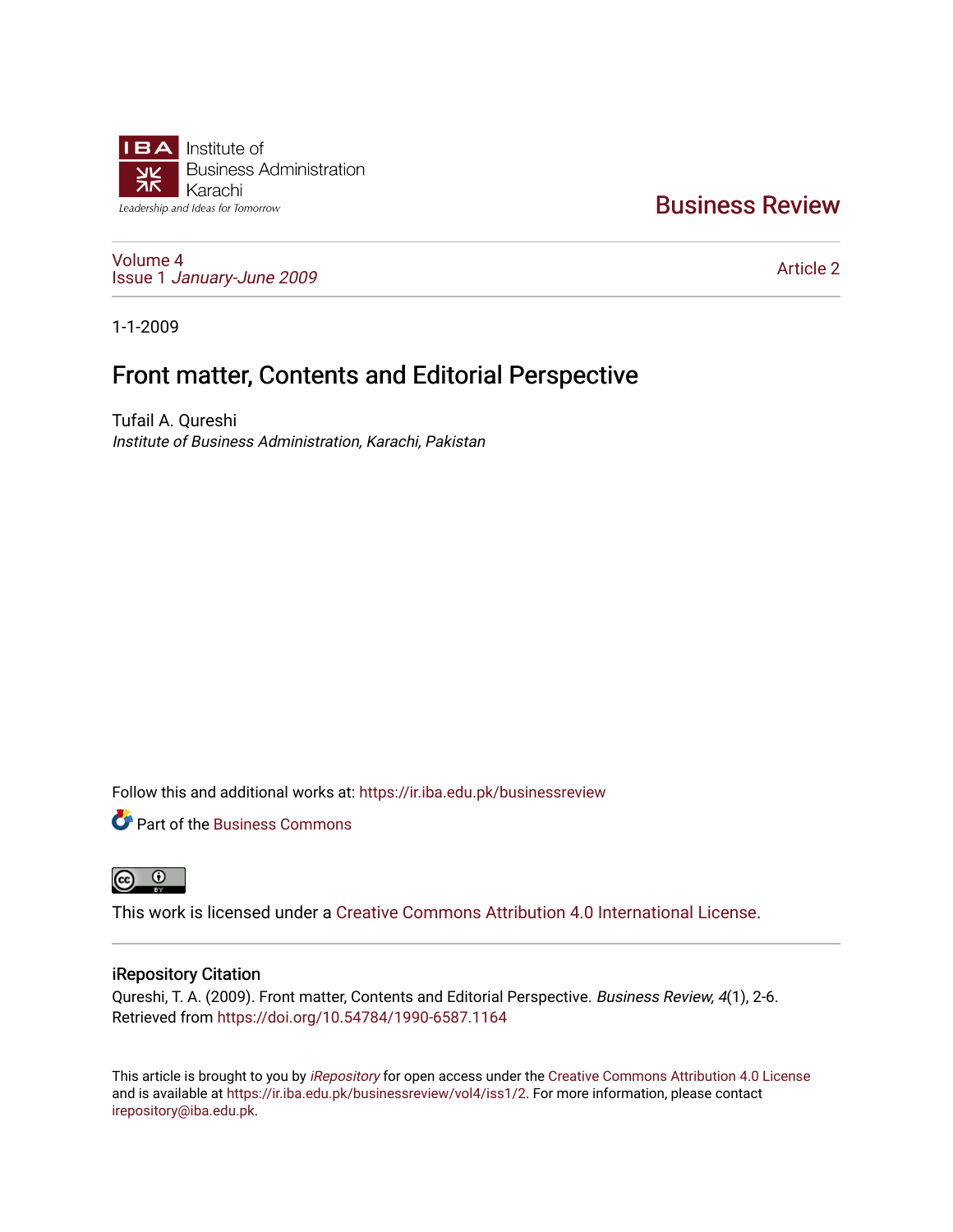Institute of Business Administration Karachi

Leadership and Ideas for Tomorrow

# Business Review

Volume 4
Issue 1 *January-June 2009*

Article 2

1-1-2009

## Front matter, Contents and Editorial Perspective

Tufail A. Qureshi
*Institute of Business Administration, Karachi, Pakistan*

Follow this and additional works at: https://ir.iba.edu.pk/businessreview

Part of the Business Commons

This work is licensed under a Creative Commons Attribution 4.0 International License.

### iRepository Citation

Qureshi, T. A. (2009). Front matter, Contents and Editorial Perspective. *Business Review, 4*(1), 2-6. Retrieved from https://doi.org/10.54784/1990-6587.1164

This article is brought to you by *iRepository* for open access under the Creative Commons Attribution 4.0 License and is available at https://ir.iba.edu.pk/businessreview/vol4/iss1/2. For more information, please contact irepository@iba.edu.pk.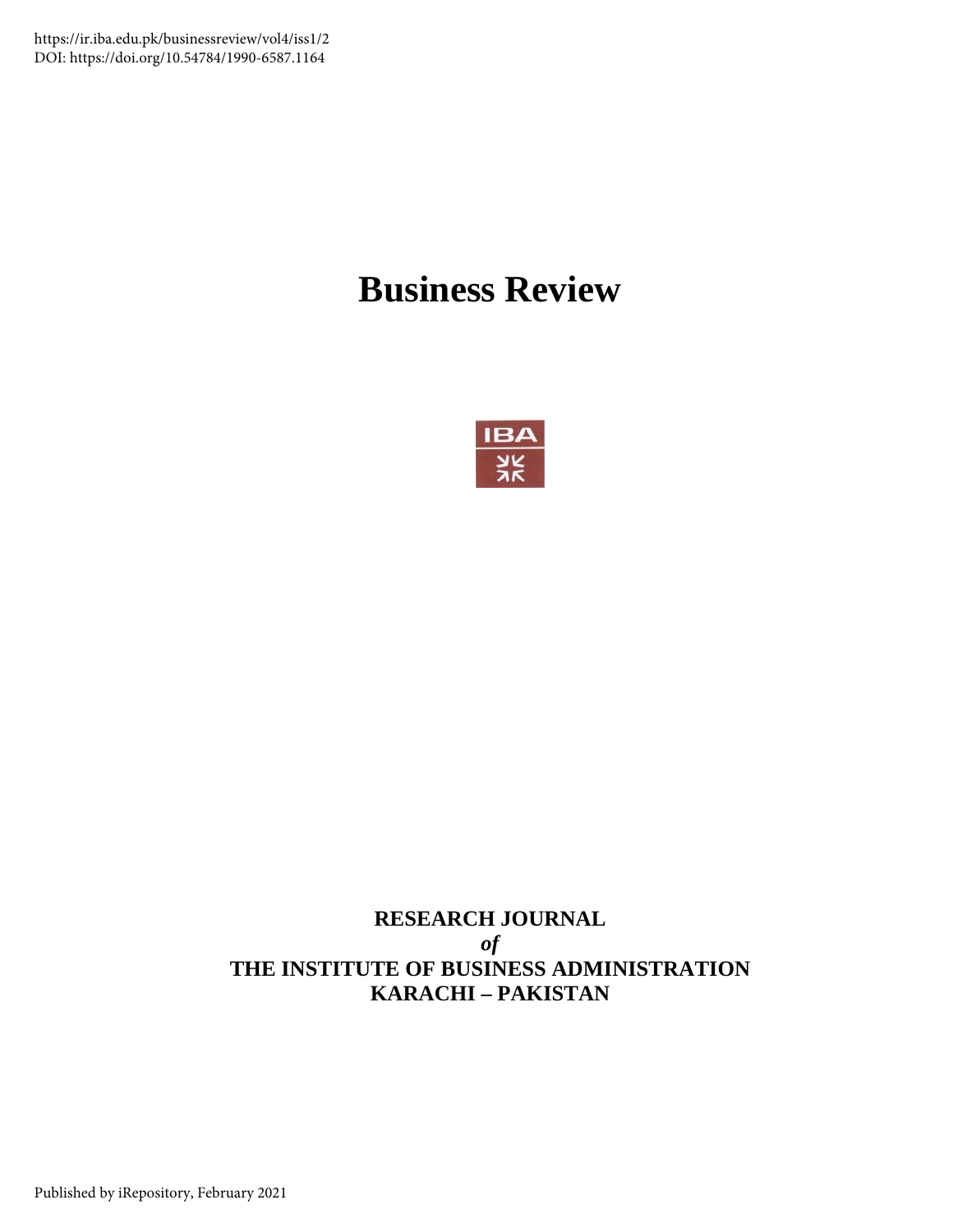https://ir.iba.edu.pk/businessreview/vol4/iss1/2
DOI: https://doi.org/10.54784/1990-6587.1164

# Business Review

**RESEARCH JOURNAL**
***of***
**THE INSTITUTE OF BUSINESS ADMINISTRATION**
**KARACHI – PAKISTAN**

Published by iRepository, February 2021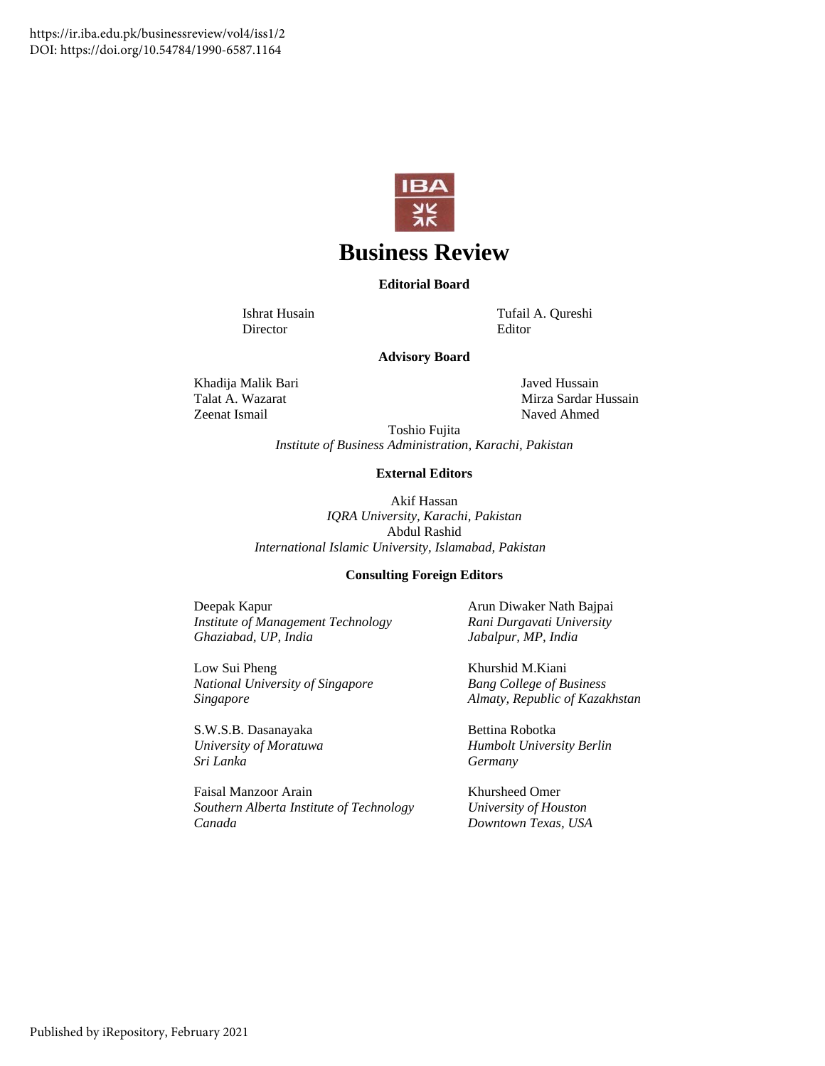https://ir.iba.edu.pk/businessreview/vol4/iss1/2
DOI: https://doi.org/10.54784/1990-6587.1164

# Business Review

### Editorial Board

Ishrat Husain
Director

Tufail A. Qureshi
Editor

### Advisory Board

Khadija Malik Bari
Talat A. Wazarat
Zeenat Ismail

Javed Hussain
Mirza Sardar Hussain
Naved Ahmed

Toshio Fujita
*Institute of Business Administration, Karachi, Pakistan*

### External Editors

Akif Hassan
*IQRA University, Karachi, Pakistan*
Abdul Rashid
*International Islamic University, Islamabad, Pakistan*

### Consulting Foreign Editors

Deepak Kapur
*Institute of Management Technology*
*Ghaziabad, UP, India*

Arun Diwaker Nath Bajpai
*Rani Durgavati University*
*Jabalpur, MP, India*

Low Sui Pheng
*National University of Singapore*
*Singapore*

Khurshid M.Kiani
*Bang College of Business*
*Almaty, Republic of Kazakhstan*

S.W.S.B. Dasanayaka
*University of Moratuwa*
*Sri Lanka*

Bettina Robotka
*Humbolt University Berlin*
*Germany*

Faisal Manzoor Arain
*Southern Alberta Institute of Technology*
*Canada*

Khursheed Omer
*University of Houston*
*Downtown Texas, USA*

Published by iRepository, February 2021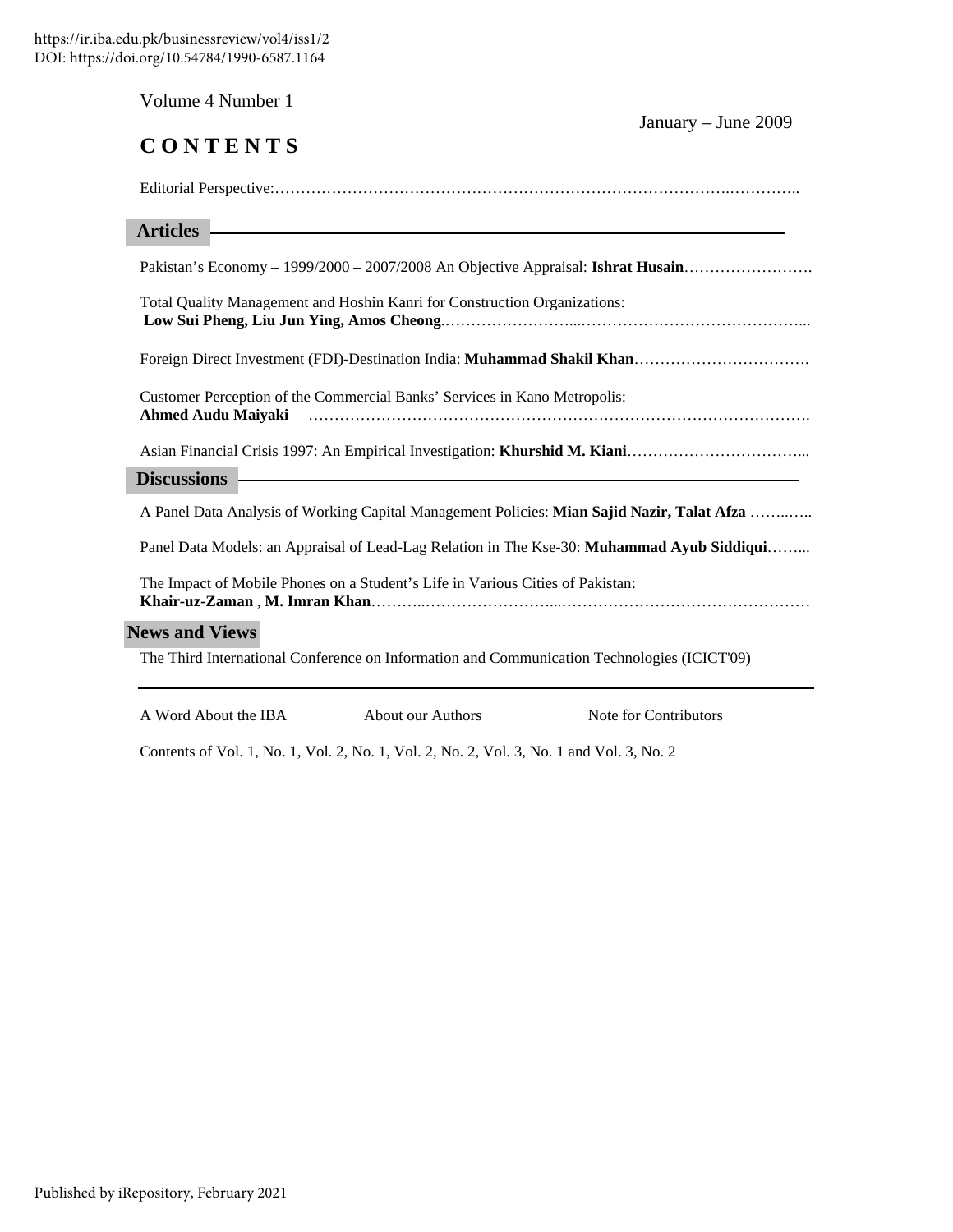Volume 4 Number 1

January – June 2009

# C O N T E N T S

Editorial Perspective:……………………………………………………………………………..…………..

## Articles

Pakistan's Economy – 1999/2000 – 2007/2008 An Objective Appraisal: **Ishrat Husain**…………………….

Total Quality Management and Hoshin Kanri for Construction Organizations:
**Low Sui Pheng, Liu Jun Ying, Amos Cheong**.……………………...……………………………………...

Foreign Direct Investment (FDI)-Destination India: **Muhammad Shakil Khan**…………………………….

Customer Perception of the Commercial Banks' Services in Kano Metropolis:
**Ahmed Audu Maiyaki** …………………………………………….………………………………………….

Asian Financial Crisis 1997: An Empirical Investigation: **Khurshid M. Kiani**……………………………...

## Discussions

A Panel Data Analysis of Working Capital Management Policies: **Mian Sajid Nazir, Talat Afza** ……..…..

Panel Data Models: an Appraisal of Lead-Lag Relation in The Kse-30: **Muhammad Ayub Siddiqui**……...

The Impact of Mobile Phones on a Student's Life in Various Cities of Pakistan:
**Khair-uz-Zaman** , **M. Imran Khan**………..……………………...…………………………………………

## News and Views

The Third International Conference on Information and Communication Technologies (ICICT'09)

---

A Word About the IBA    About our Authors    Note for Contributors

Contents of Vol. 1, No. 1, Vol. 2, No. 1, Vol. 2, No. 2, Vol. 3, No. 1 and Vol. 3, No. 2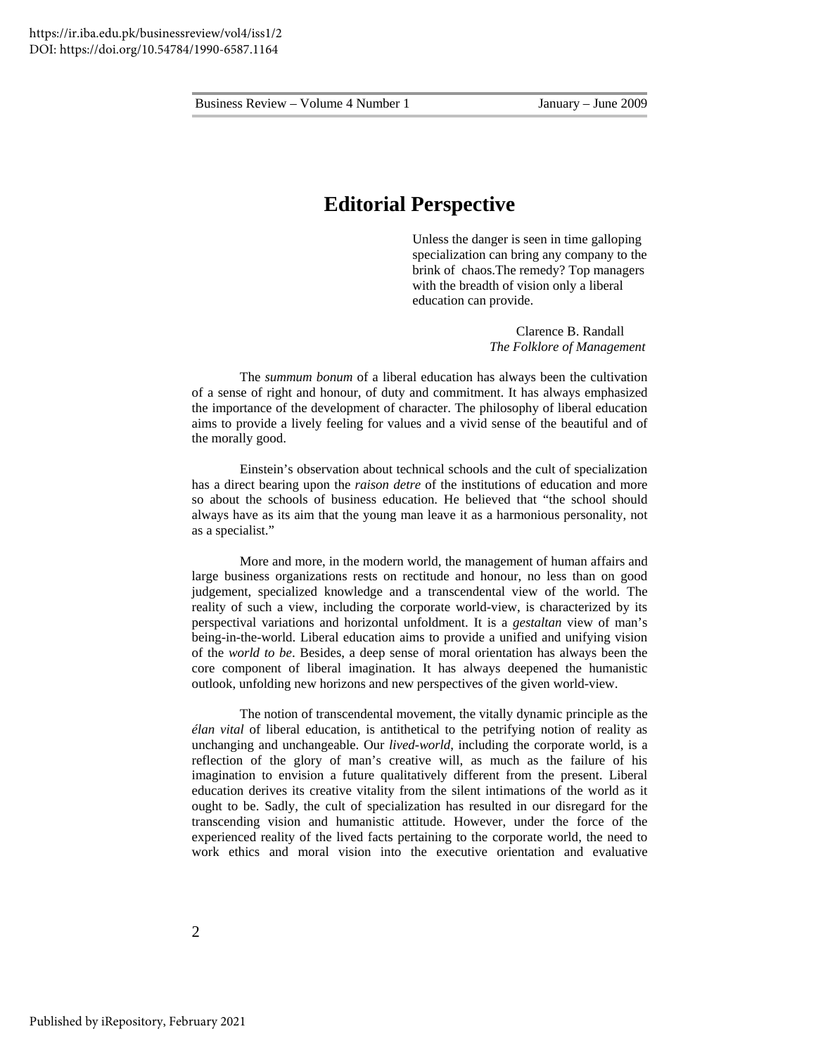# Editorial Perspective

> Unless the danger is seen in time galloping specialization can bring any company to the brink of chaos.The remedy? Top managers with the breadth of vision only a liberal education can provide.
>
> Clarence B. Randall
> *The Folklore of Management*

The *summum bonum* of a liberal education has always been the cultivation of a sense of right and honour, of duty and commitment. It has always emphasized the importance of the development of character. The philosophy of liberal education aims to provide a lively feeling for values and a vivid sense of the beautiful and of the morally good.

Einstein's observation about technical schools and the cult of specialization has a direct bearing upon the *raison detre* of the institutions of education and more so about the schools of business education. He believed that "the school should always have as its aim that the young man leave it as a harmonious personality, not as a specialist."

More and more, in the modern world, the management of human affairs and large business organizations rests on rectitude and honour, no less than on good judgement, specialized knowledge and a transcendental view of the world. The reality of such a view, including the corporate world-view, is characterized by its perspectival variations and horizontal unfoldment. It is a *gestaltan* view of man's being-in-the-world. Liberal education aims to provide a unified and unifying vision of the *world to be*. Besides, a deep sense of moral orientation has always been the core component of liberal imagination. It has always deepened the humanistic outlook, unfolding new horizons and new perspectives of the given world-view.

The notion of transcendental movement, the vitally dynamic principle as the *élan vital* of liberal education, is antithetical to the petrifying notion of reality as unchanging and unchangeable. Our *lived-world*, including the corporate world, is a reflection of the glory of man's creative will, as much as the failure of his imagination to envision a future qualitatively different from the present. Liberal education derives its creative vitality from the silent intimations of the world as it ought to be. Sadly, the cult of specialization has resulted in our disregard for the transcending vision and humanistic attitude. However, under the force of the experienced reality of the lived facts pertaining to the corporate world, the need to work ethics and moral vision into the executive orientation and evaluative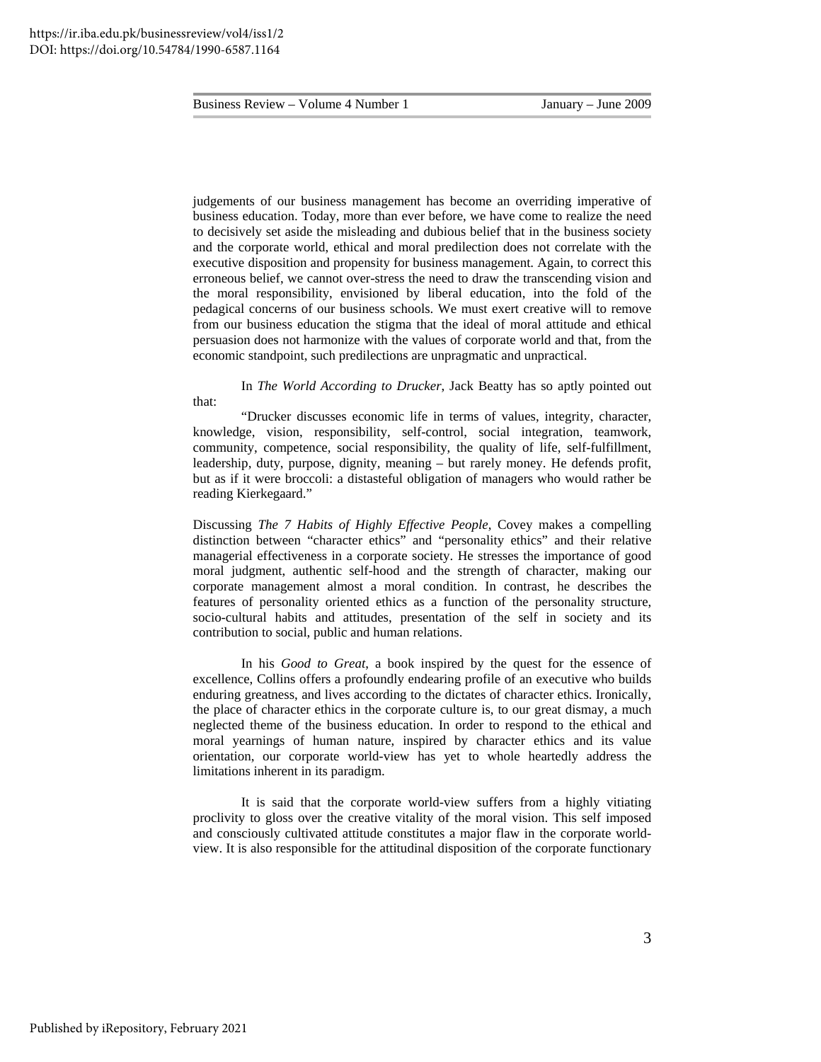judgements of our business management has become an overriding imperative of business education. Today, more than ever before, we have come to realize the need to decisively set aside the misleading and dubious belief that in the business society and the corporate world, ethical and moral predilection does not correlate with the executive disposition and propensity for business management. Again, to correct this erroneous belief, we cannot over-stress the need to draw the transcending vision and the moral responsibility, envisioned by liberal education, into the fold of the pedagical concerns of our business schools. We must exert creative will to remove from our business education the stigma that the ideal of moral attitude and ethical persuasion does not harmonize with the values of corporate world and that, from the economic standpoint, such predilections are unpragmatic and unpractical.

In *The World According to Drucker*, Jack Beatty has so aptly pointed out that:

"Drucker discusses economic life in terms of values, integrity, character, knowledge, vision, responsibility, self-control, social integration, teamwork, community, competence, social responsibility, the quality of life, self-fulfillment, leadership, duty, purpose, dignity, meaning – but rarely money. He defends profit, but as if it were broccoli: a distasteful obligation of managers who would rather be reading Kierkegaard."

Discussing *The 7 Habits of Highly Effective People*, Covey makes a compelling distinction between "character ethics" and "personality ethics" and their relative managerial effectiveness in a corporate society. He stresses the importance of good moral judgment, authentic self-hood and the strength of character, making our corporate management almost a moral condition. In contrast, he describes the features of personality oriented ethics as a function of the personality structure, socio-cultural habits and attitudes, presentation of the self in society and its contribution to social, public and human relations.

In his *Good to Great*, a book inspired by the quest for the essence of excellence, Collins offers a profoundly endearing profile of an executive who builds enduring greatness, and lives according to the dictates of character ethics. Ironically, the place of character ethics in the corporate culture is, to our great dismay, a much neglected theme of the business education. In order to respond to the ethical and moral yearnings of human nature, inspired by character ethics and its value orientation, our corporate world-view has yet to whole heartedly address the limitations inherent in its paradigm.

It is said that the corporate world-view suffers from a highly vitiating proclivity to gloss over the creative vitality of the moral vision. This self imposed and consciously cultivated attitude constitutes a major flaw in the corporate world-view. It is also responsible for the attitudinal disposition of the corporate functionary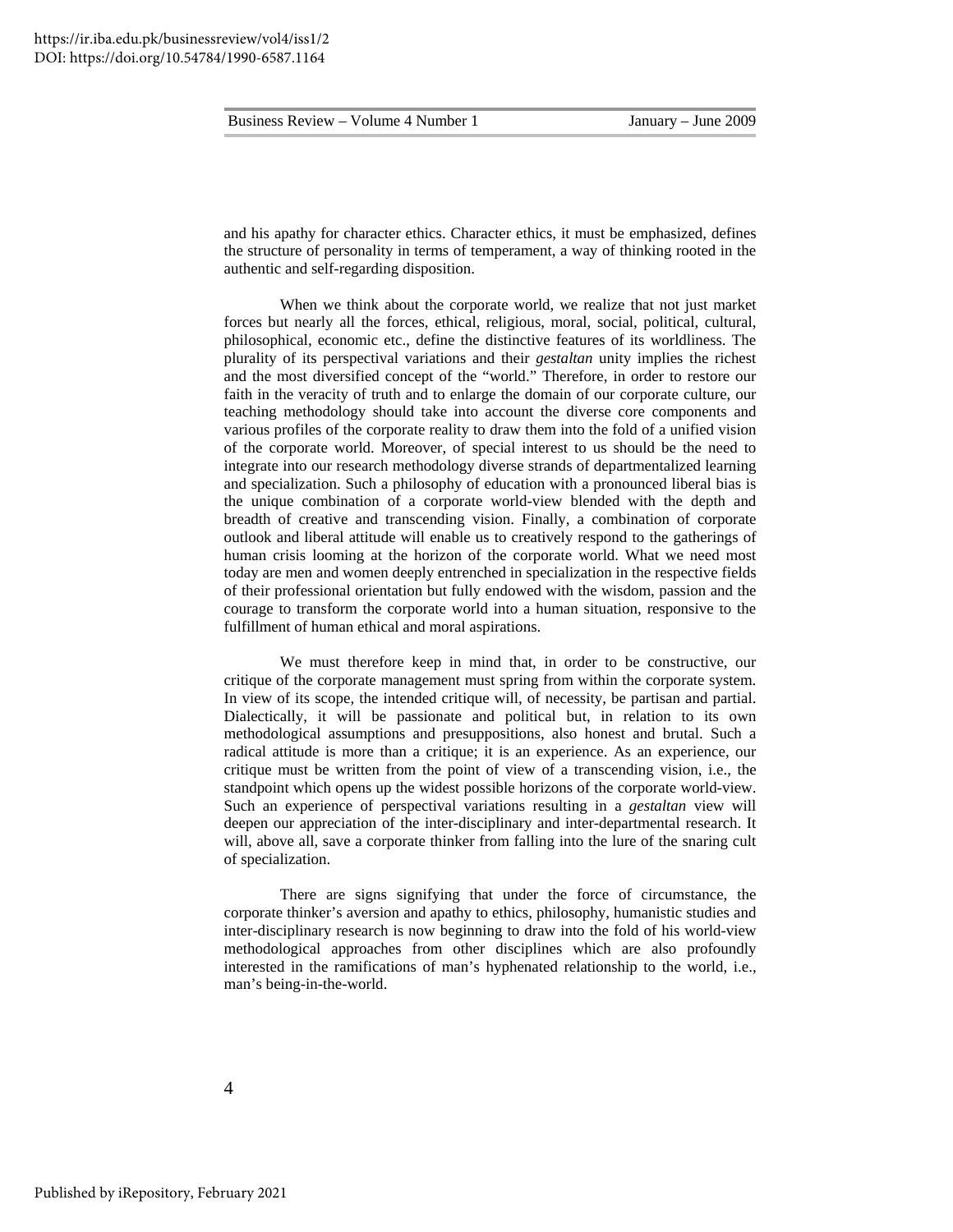and his apathy for character ethics. Character ethics, it must be emphasized, defines the structure of personality in terms of temperament, a way of thinking rooted in the authentic and self-regarding disposition.

When we think about the corporate world, we realize that not just market forces but nearly all the forces, ethical, religious, moral, social, political, cultural, philosophical, economic etc., define the distinctive features of its worldliness. The plurality of its perspectival variations and their *gestaltan* unity implies the richest and the most diversified concept of the "world." Therefore, in order to restore our faith in the veracity of truth and to enlarge the domain of our corporate culture, our teaching methodology should take into account the diverse core components and various profiles of the corporate reality to draw them into the fold of a unified vision of the corporate world. Moreover, of special interest to us should be the need to integrate into our research methodology diverse strands of departmentalized learning and specialization. Such a philosophy of education with a pronounced liberal bias is the unique combination of a corporate world-view blended with the depth and breadth of creative and transcending vision. Finally, a combination of corporate outlook and liberal attitude will enable us to creatively respond to the gatherings of human crisis looming at the horizon of the corporate world. What we need most today are men and women deeply entrenched in specialization in the respective fields of their professional orientation but fully endowed with the wisdom, passion and the courage to transform the corporate world into a human situation, responsive to the fulfillment of human ethical and moral aspirations.

We must therefore keep in mind that, in order to be constructive, our critique of the corporate management must spring from within the corporate system. In view of its scope, the intended critique will, of necessity, be partisan and partial. Dialectically, it will be passionate and political but, in relation to its own methodological assumptions and presuppositions, also honest and brutal. Such a radical attitude is more than a critique; it is an experience. As an experience, our critique must be written from the point of view of a transcending vision, i.e., the standpoint which opens up the widest possible horizons of the corporate world-view. Such an experience of perspectival variations resulting in a *gestaltan* view will deepen our appreciation of the inter-disciplinary and inter-departmental research. It will, above all, save a corporate thinker from falling into the lure of the snaring cult of specialization.

There are signs signifying that under the force of circumstance, the corporate thinker's aversion and apathy to ethics, philosophy, humanistic studies and inter-disciplinary research is now beginning to draw into the fold of his world-view methodological approaches from other disciplines which are also profoundly interested in the ramifications of man's hyphenated relationship to the world, i.e., man's being-in-the-world.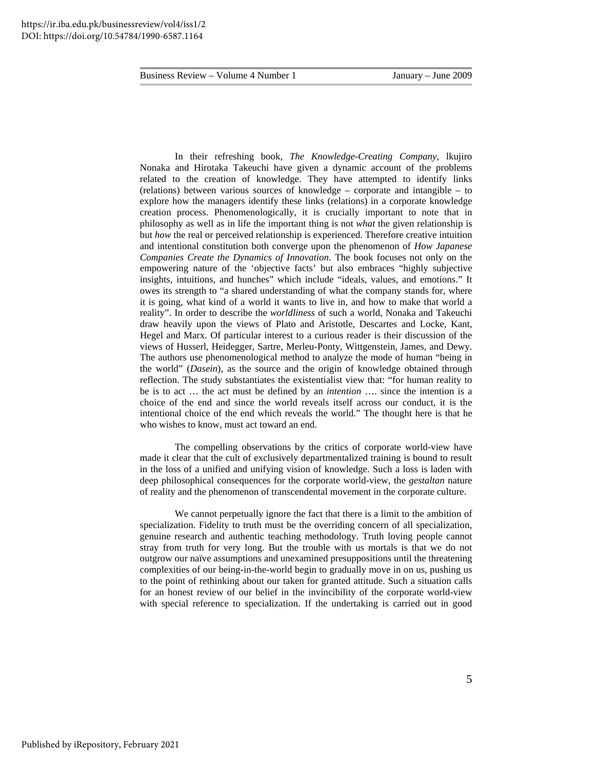In their refreshing book, *The Knowledge-Creating Company,* lkujiro Nonaka and Hirotaka Takeuchi have given a dynamic account of the problems related to the creation of knowledge. They have attempted to identify links (relations) between various sources of knowledge – corporate and intangible – to explore how the managers identify these links (relations) in a corporate knowledge creation process. Phenomenologically, it is crucially important to note that in philosophy as well as in life the important thing is not *what* the given relationship is but *how* the real or perceived relationship is experienced. Therefore creative intuition and intentional constitution both converge upon the phenomenon of *How Japanese Companies Create the Dynamics of Innovation*. The book focuses not only on the empowering nature of the 'objective facts' but also embraces "highly subjective insights, intuitions, and hunches" which include "ideals, values, and emotions." It owes its strength to "a shared understanding of what the company stands for, where it is going, what kind of a world it wants to live in, and how to make that world a reality". In order to describe the *worldliness* of such a world, Nonaka and Takeuchi draw heavily upon the views of Plato and Aristotle, Descartes and Locke, Kant, Hegel and Marx. Of particular interest to a curious reader is their discussion of the views of Husserl, Heidegger, Sartre, Merleu-Ponty, Wittgenstein, James, and Dewy. The authors use phenomenological method to analyze the mode of human "being in the world" (*Dasein*), as the source and the origin of knowledge obtained through reflection. The study substantiates the existentialist view that: "for human reality to be is to act … the act must be defined by an *intention* …. since the intention is a choice of the end and since the world reveals itself across our conduct, it is the intentional choice of the end which reveals the world." The thought here is that he who wishes to know, must act toward an end.

The compelling observations by the critics of corporate world-view have made it clear that the cult of exclusively departmentalized training is bound to result in the loss of a unified and unifying vision of knowledge. Such a loss is laden with deep philosophical consequences for the corporate world-view, the *gestaltan* nature of reality and the phenomenon of transcendental movement in the corporate culture.

We cannot perpetually ignore the fact that there is a limit to the ambition of specialization. Fidelity to truth must be the overriding concern of all specialization, genuine research and authentic teaching methodology. Truth loving people cannot stray from truth for very long. But the trouble with us mortals is that we do not outgrow our naïve assumptions and unexamined presuppositions until the threatening complexities of our being-in-the-world begin to gradually move in on us, pushing us to the point of rethinking about our taken for granted attitude. Such a situation calls for an honest review of our belief in the invincibility of the corporate world-view with special reference to specialization. If the undertaking is carried out in good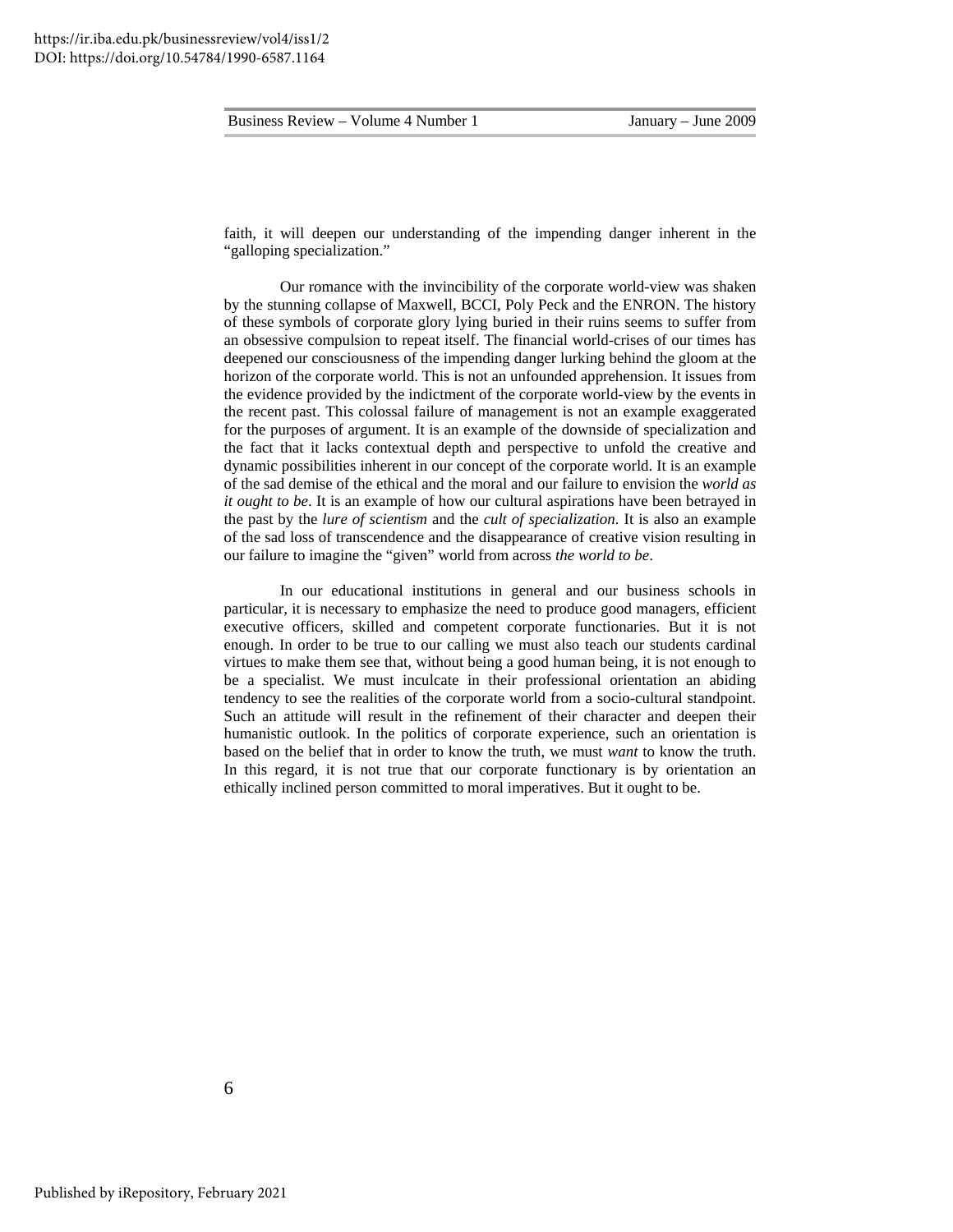faith, it will deepen our understanding of the impending danger inherent in the "galloping specialization."

Our romance with the invincibility of the corporate world-view was shaken by the stunning collapse of Maxwell, BCCI, Poly Peck and the ENRON. The history of these symbols of corporate glory lying buried in their ruins seems to suffer from an obsessive compulsion to repeat itself. The financial world-crises of our times has deepened our consciousness of the impending danger lurking behind the gloom at the horizon of the corporate world. This is not an unfounded apprehension. It issues from the evidence provided by the indictment of the corporate world-view by the events in the recent past. This colossal failure of management is not an example exaggerated for the purposes of argument. It is an example of the downside of specialization and the fact that it lacks contextual depth and perspective to unfold the creative and dynamic possibilities inherent in our concept of the corporate world. It is an example of the sad demise of the ethical and the moral and our failure to envision the *world as it ought to be*. It is an example of how our cultural aspirations have been betrayed in the past by the *lure of scientism* and the *cult of specialization*. It is also an example of the sad loss of transcendence and the disappearance of creative vision resulting in our failure to imagine the "given" world from across *the world to be*.

In our educational institutions in general and our business schools in particular, it is necessary to emphasize the need to produce good managers, efficient executive officers, skilled and competent corporate functionaries. But it is not enough. In order to be true to our calling we must also teach our students cardinal virtues to make them see that, without being a good human being, it is not enough to be a specialist. We must inculcate in their professional orientation an abiding tendency to see the realities of the corporate world from a socio-cultural standpoint. Such an attitude will result in the refinement of their character and deepen their humanistic outlook. In the politics of corporate experience, such an orientation is based on the belief that in order to know the truth, we must *want* to know the truth. In this regard, it is not true that our corporate functionary is by orientation an ethically inclined person committed to moral imperatives. But it ought to be.